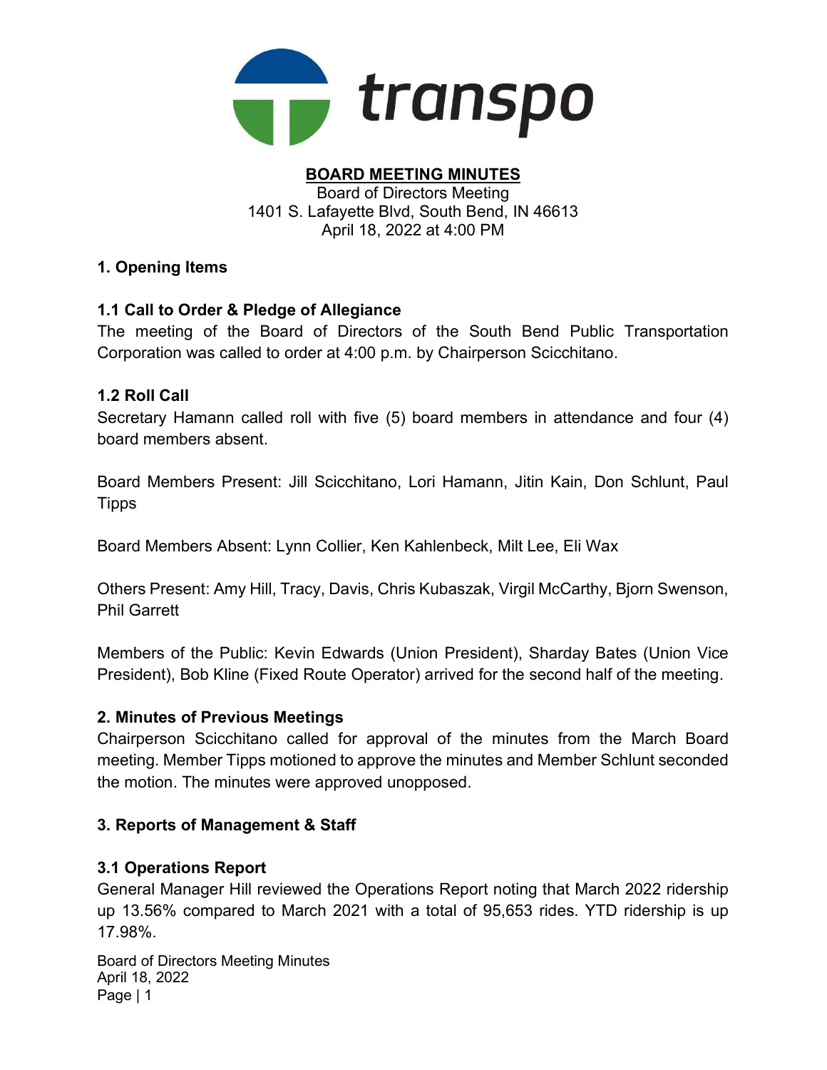transpo

**BOARD MEETING MINUTES**

Board of Directors Meeting
1401 S. Lafayette Blvd, South Bend, IN 46613
April 18, 2022 at 4:00 PM

## 1. Opening Items

### 1.1 Call to Order & Pledge of Allegiance

The meeting of the Board of Directors of the South Bend Public Transportation Corporation was called to order at 4:00 p.m. by Chairperson Scicchitano.

### 1.2 Roll Call

Secretary Hamann called roll with five (5) board members in attendance and four (4) board members absent.

Board Members Present: Jill Scicchitano, Lori Hamann, Jitin Kain, Don Schlunt, Paul Tipps

Board Members Absent: Lynn Collier, Ken Kahlenbeck, Milt Lee, Eli Wax

Others Present: Amy Hill, Tracy, Davis, Chris Kubaszak, Virgil McCarthy, Bjorn Swenson, Phil Garrett

Members of the Public: Kevin Edwards (Union President), Sharday Bates (Union Vice President), Bob Kline (Fixed Route Operator) arrived for the second half of the meeting.

## 2. Minutes of Previous Meetings

Chairperson Scicchitano called for approval of the minutes from the March Board meeting. Member Tipps motioned to approve the minutes and Member Schlunt seconded the motion. The minutes were approved unopposed.

## 3. Reports of Management & Staff

### 3.1 Operations Report

General Manager Hill reviewed the Operations Report noting that March 2022 ridership up 13.56% compared to March 2021 with a total of 95,653 rides. YTD ridership is up 17.98%.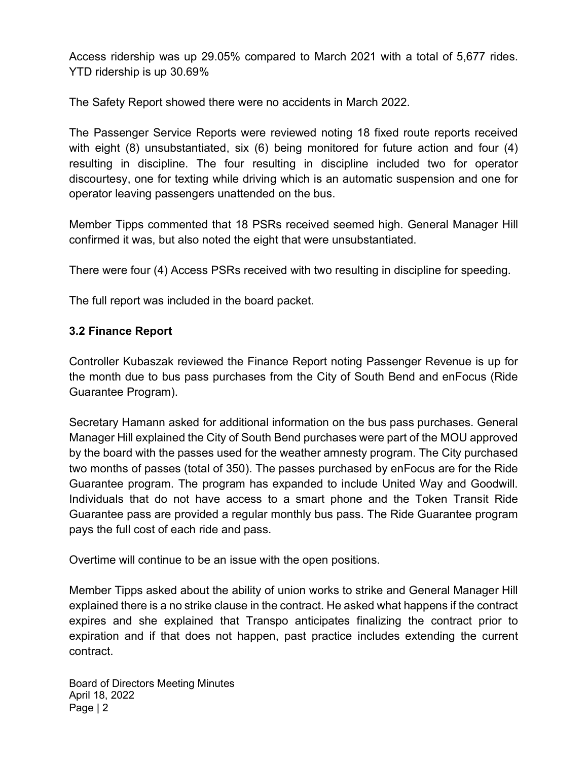Access ridership was up 29.05% compared to March 2021 with a total of 5,677 rides. YTD ridership is up 30.69%

The Safety Report showed there were no accidents in March 2022.

The Passenger Service Reports were reviewed noting 18 fixed route reports received with eight (8) unsubstantiated, six (6) being monitored for future action and four (4) resulting in discipline. The four resulting in discipline included two for operator discourtesy, one for texting while driving which is an automatic suspension and one for operator leaving passengers unattended on the bus.

Member Tipps commented that 18 PSRs received seemed high. General Manager Hill confirmed it was, but also noted the eight that were unsubstantiated.

There were four (4) Access PSRs received with two resulting in discipline for speeding.

The full report was included in the board packet.

### 3.2 Finance Report

Controller Kubaszak reviewed the Finance Report noting Passenger Revenue is up for the month due to bus pass purchases from the City of South Bend and enFocus (Ride Guarantee Program).

Secretary Hamann asked for additional information on the bus pass purchases. General Manager Hill explained the City of South Bend purchases were part of the MOU approved by the board with the passes used for the weather amnesty program. The City purchased two months of passes (total of 350). The passes purchased by enFocus are for the Ride Guarantee program. The program has expanded to include United Way and Goodwill. Individuals that do not have access to a smart phone and the Token Transit Ride Guarantee pass are provided a regular monthly bus pass. The Ride Guarantee program pays the full cost of each ride and pass.

Overtime will continue to be an issue with the open positions.

Member Tipps asked about the ability of union works to strike and General Manager Hill explained there is a no strike clause in the contract. He asked what happens if the contract expires and she explained that Transpo anticipates finalizing the contract prior to expiration and if that does not happen, past practice includes extending the current contract.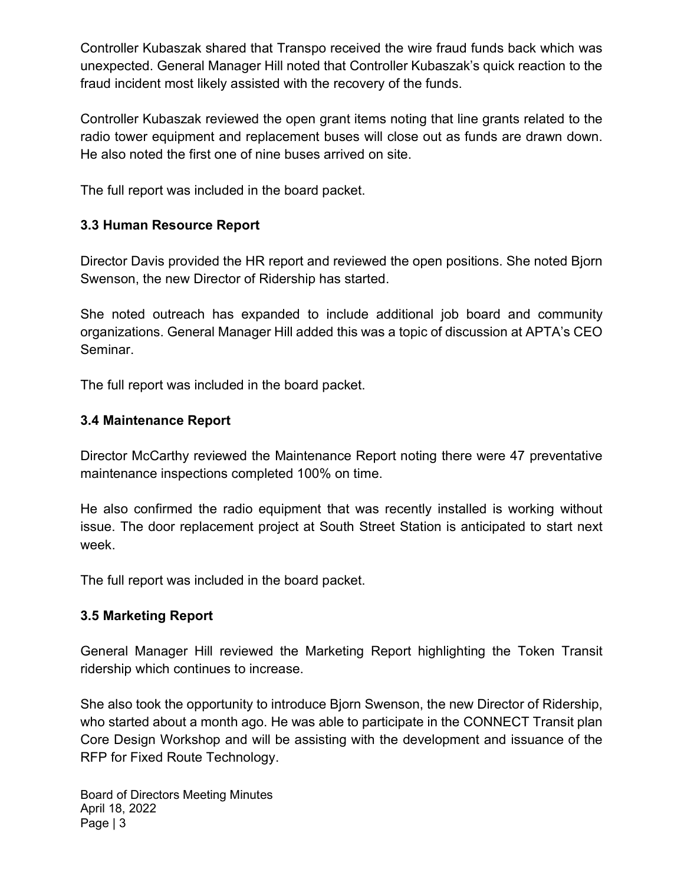Controller Kubaszak shared that Transpo received the wire fraud funds back which was unexpected. General Manager Hill noted that Controller Kubaszak's quick reaction to the fraud incident most likely assisted with the recovery of the funds.

Controller Kubaszak reviewed the open grant items noting that line grants related to the radio tower equipment and replacement buses will close out as funds are drawn down. He also noted the first one of nine buses arrived on site.

The full report was included in the board packet.

### 3.3 Human Resource Report

Director Davis provided the HR report and reviewed the open positions. She noted Bjorn Swenson, the new Director of Ridership has started.

She noted outreach has expanded to include additional job board and community organizations. General Manager Hill added this was a topic of discussion at APTA's CEO Seminar.

The full report was included in the board packet.

### 3.4 Maintenance Report

Director McCarthy reviewed the Maintenance Report noting there were 47 preventative maintenance inspections completed 100% on time.

He also confirmed the radio equipment that was recently installed is working without issue. The door replacement project at South Street Station is anticipated to start next week.

The full report was included in the board packet.

### 3.5 Marketing Report

General Manager Hill reviewed the Marketing Report highlighting the Token Transit ridership which continues to increase.

She also took the opportunity to introduce Bjorn Swenson, the new Director of Ridership, who started about a month ago. He was able to participate in the CONNECT Transit plan Core Design Workshop and will be assisting with the development and issuance of the RFP for Fixed Route Technology.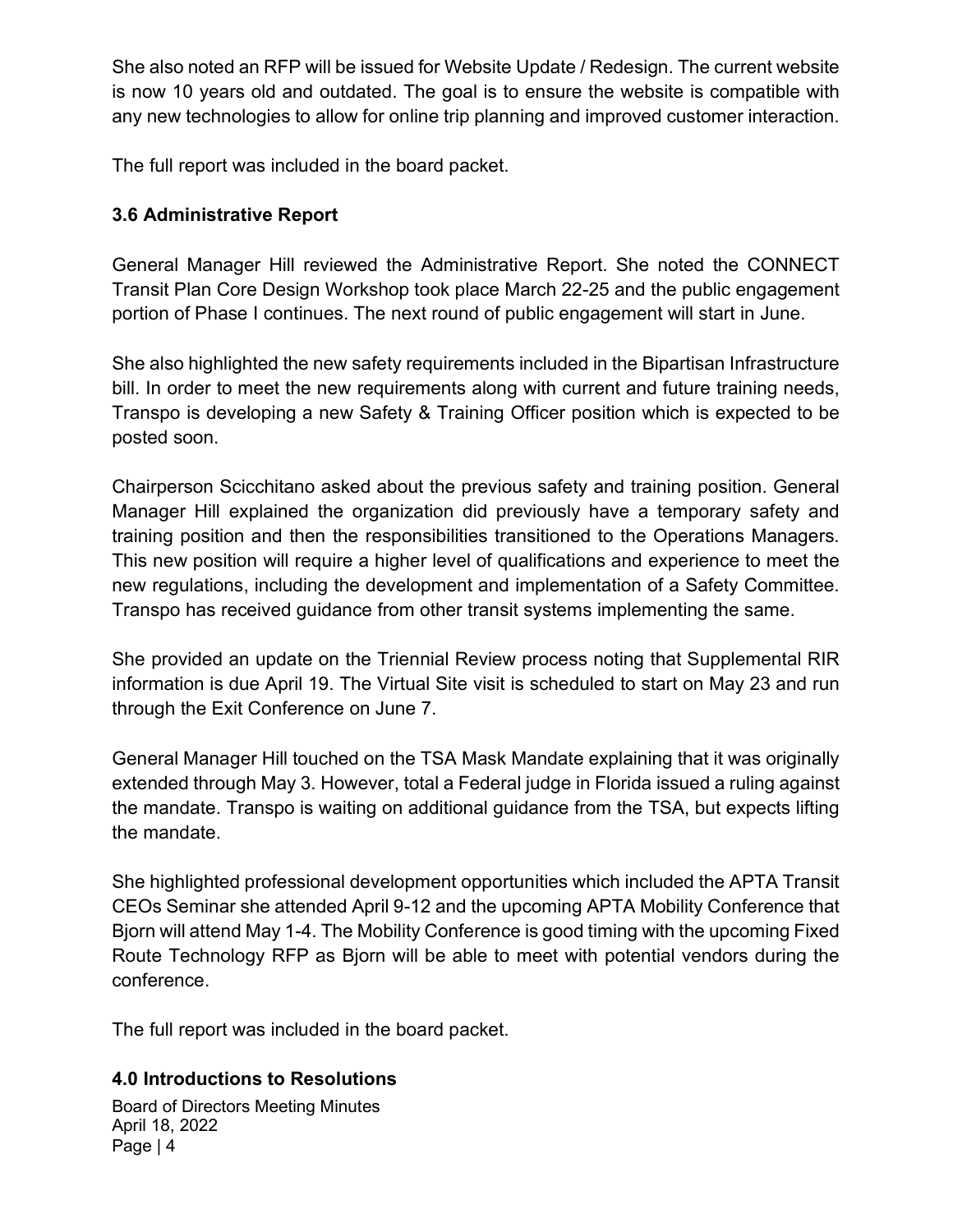She also noted an RFP will be issued for Website Update / Redesign. The current website is now 10 years old and outdated. The goal is to ensure the website is compatible with any new technologies to allow for online trip planning and improved customer interaction.

The full report was included in the board packet.

### 3.6 Administrative Report

General Manager Hill reviewed the Administrative Report. She noted the CONNECT Transit Plan Core Design Workshop took place March 22-25 and the public engagement portion of Phase I continues. The next round of public engagement will start in June.

She also highlighted the new safety requirements included in the Bipartisan Infrastructure bill. In order to meet the new requirements along with current and future training needs, Transpo is developing a new Safety & Training Officer position which is expected to be posted soon.

Chairperson Scicchitano asked about the previous safety and training position. General Manager Hill explained the organization did previously have a temporary safety and training position and then the responsibilities transitioned to the Operations Managers. This new position will require a higher level of qualifications and experience to meet the new regulations, including the development and implementation of a Safety Committee. Transpo has received guidance from other transit systems implementing the same.

She provided an update on the Triennial Review process noting that Supplemental RIR information is due April 19. The Virtual Site visit is scheduled to start on May 23 and run through the Exit Conference on June 7.

General Manager Hill touched on the TSA Mask Mandate explaining that it was originally extended through May 3. However, total a Federal judge in Florida issued a ruling against the mandate. Transpo is waiting on additional guidance from the TSA, but expects lifting the mandate.

She highlighted professional development opportunities which included the APTA Transit CEOs Seminar she attended April 9-12 and the upcoming APTA Mobility Conference that Bjorn will attend May 1-4. The Mobility Conference is good timing with the upcoming Fixed Route Technology RFP as Bjorn will be able to meet with potential vendors during the conference.

The full report was included in the board packet.

### 4.0 Introductions to Resolutions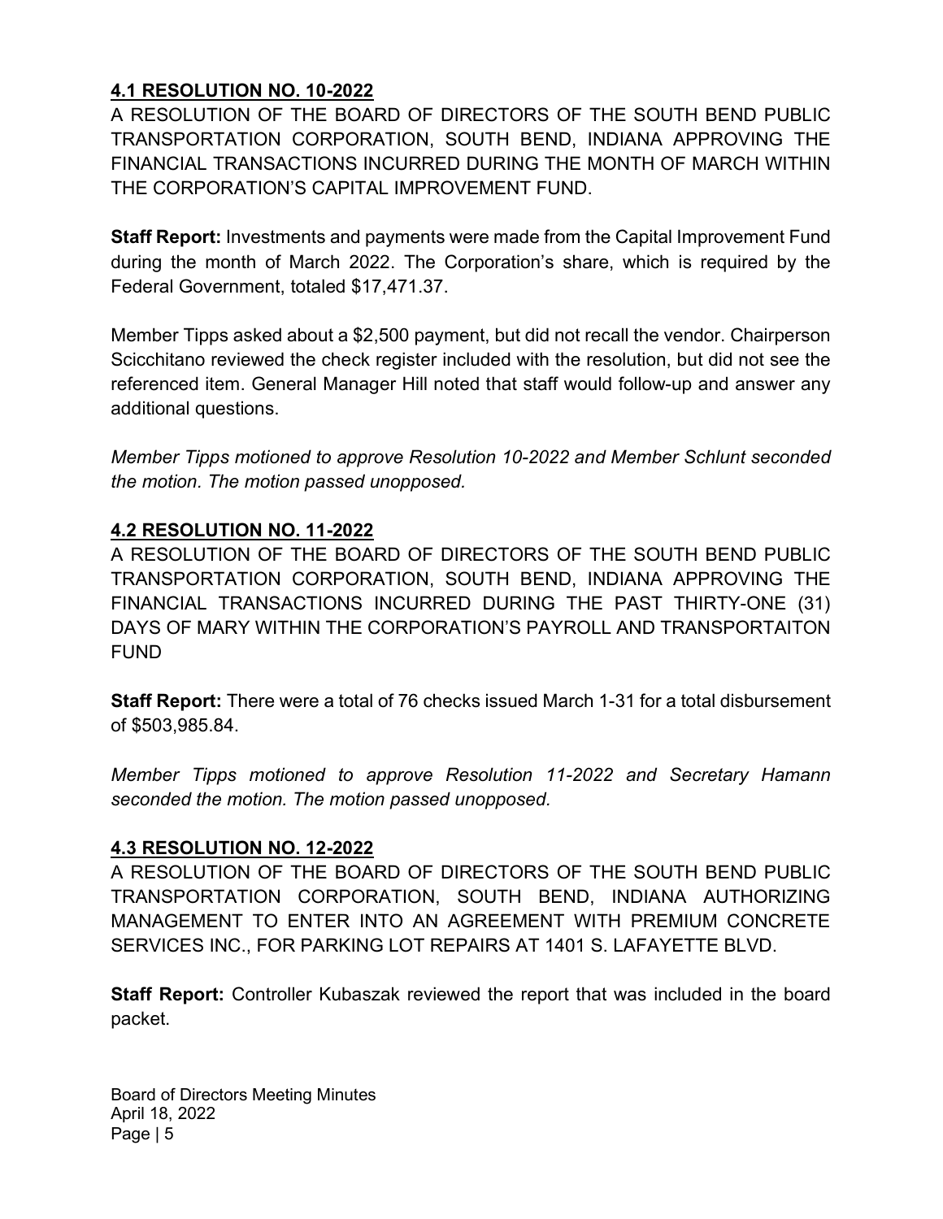**4.1 RESOLUTION NO. 10-2022**

A RESOLUTION OF THE BOARD OF DIRECTORS OF THE SOUTH BEND PUBLIC TRANSPORTATION CORPORATION, SOUTH BEND, INDIANA APPROVING THE FINANCIAL TRANSACTIONS INCURRED DURING THE MONTH OF MARCH WITHIN THE CORPORATION'S CAPITAL IMPROVEMENT FUND.

**Staff Report:** Investments and payments were made from the Capital Improvement Fund during the month of March 2022. The Corporation's share, which is required by the Federal Government, totaled $17,471.37.

Member Tipps asked about a $2,500 payment, but did not recall the vendor. Chairperson Scicchitano reviewed the check register included with the resolution, but did not see the referenced item. General Manager Hill noted that staff would follow-up and answer any additional questions.

*Member Tipps motioned to approve Resolution 10-2022 and Member Schlunt seconded the motion. The motion passed unopposed.*

**4.2 RESOLUTION NO. 11-2022**

A RESOLUTION OF THE BOARD OF DIRECTORS OF THE SOUTH BEND PUBLIC TRANSPORTATION CORPORATION, SOUTH BEND, INDIANA APPROVING THE FINANCIAL TRANSACTIONS INCURRED DURING THE PAST THIRTY-ONE (31) DAYS OF MARY WITHIN THE CORPORATION'S PAYROLL AND TRANSPORTAITON FUND

**Staff Report:** There were a total of 76 checks issued March 1-31 for a total disbursement of $503,985.84.

*Member Tipps motioned to approve Resolution 11-2022 and Secretary Hamann seconded the motion. The motion passed unopposed.*

**4.3 RESOLUTION NO. 12-2022**

A RESOLUTION OF THE BOARD OF DIRECTORS OF THE SOUTH BEND PUBLIC TRANSPORTATION CORPORATION, SOUTH BEND, INDIANA AUTHORIZING MANAGEMENT TO ENTER INTO AN AGREEMENT WITH PREMIUM CONCRETE SERVICES INC., FOR PARKING LOT REPAIRS AT 1401 S. LAFAYETTE BLVD.

**Staff Report:** Controller Kubaszak reviewed the report that was included in the board packet.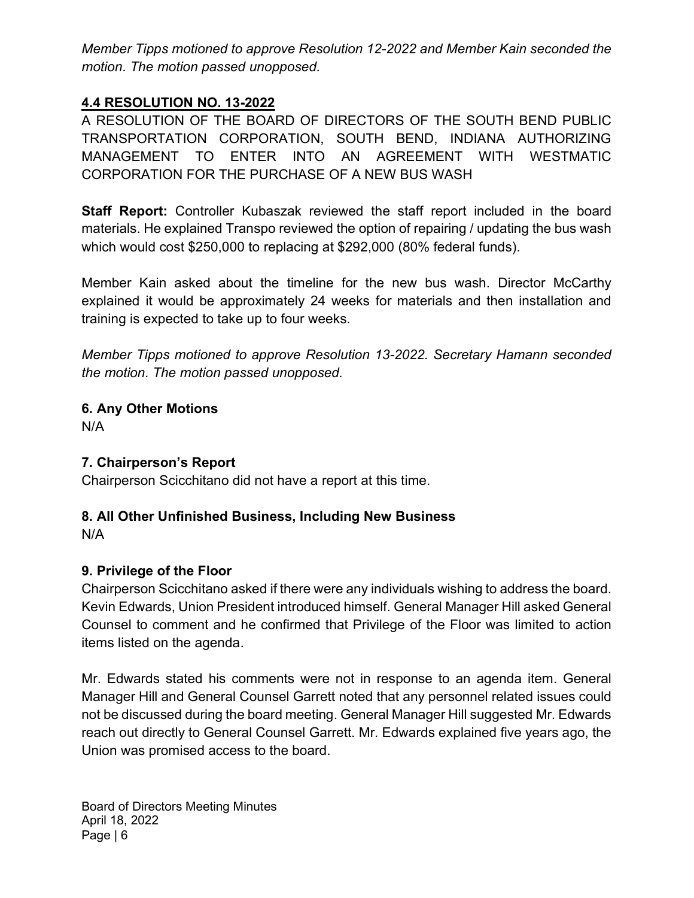*Member Tipps motioned to approve Resolution 12-2022 and Member Kain seconded the motion. The motion passed unopposed.*

## 4.4 RESOLUTION NO. 13-2022

A RESOLUTION OF THE BOARD OF DIRECTORS OF THE SOUTH BEND PUBLIC TRANSPORTATION CORPORATION, SOUTH BEND, INDIANA AUTHORIZING MANAGEMENT TO ENTER INTO AN AGREEMENT WITH WESTMATIC CORPORATION FOR THE PURCHASE OF A NEW BUS WASH

**Staff Report:** Controller Kubaszak reviewed the staff report included in the board materials. He explained Transpo reviewed the option of repairing / updating the bus wash which would cost $250,000 to replacing at $292,000 (80% federal funds).

Member Kain asked about the timeline for the new bus wash. Director McCarthy explained it would be approximately 24 weeks for materials and then installation and training is expected to take up to four weeks.

*Member Tipps motioned to approve Resolution 13-2022. Secretary Hamann seconded the motion. The motion passed unopposed.*

## 6. Any Other Motions

N/A

## 7. Chairperson's Report

Chairperson Scicchitano did not have a report at this time.

## 8. All Other Unfinished Business, Including New Business

N/A

## 9. Privilege of the Floor

Chairperson Scicchitano asked if there were any individuals wishing to address the board. Kevin Edwards, Union President introduced himself. General Manager Hill asked General Counsel to comment and he confirmed that Privilege of the Floor was limited to action items listed on the agenda.

Mr. Edwards stated his comments were not in response to an agenda item. General Manager Hill and General Counsel Garrett noted that any personnel related issues could not be discussed during the board meeting. General Manager Hill suggested Mr. Edwards reach out directly to General Counsel Garrett. Mr. Edwards explained five years ago, the Union was promised access to the board.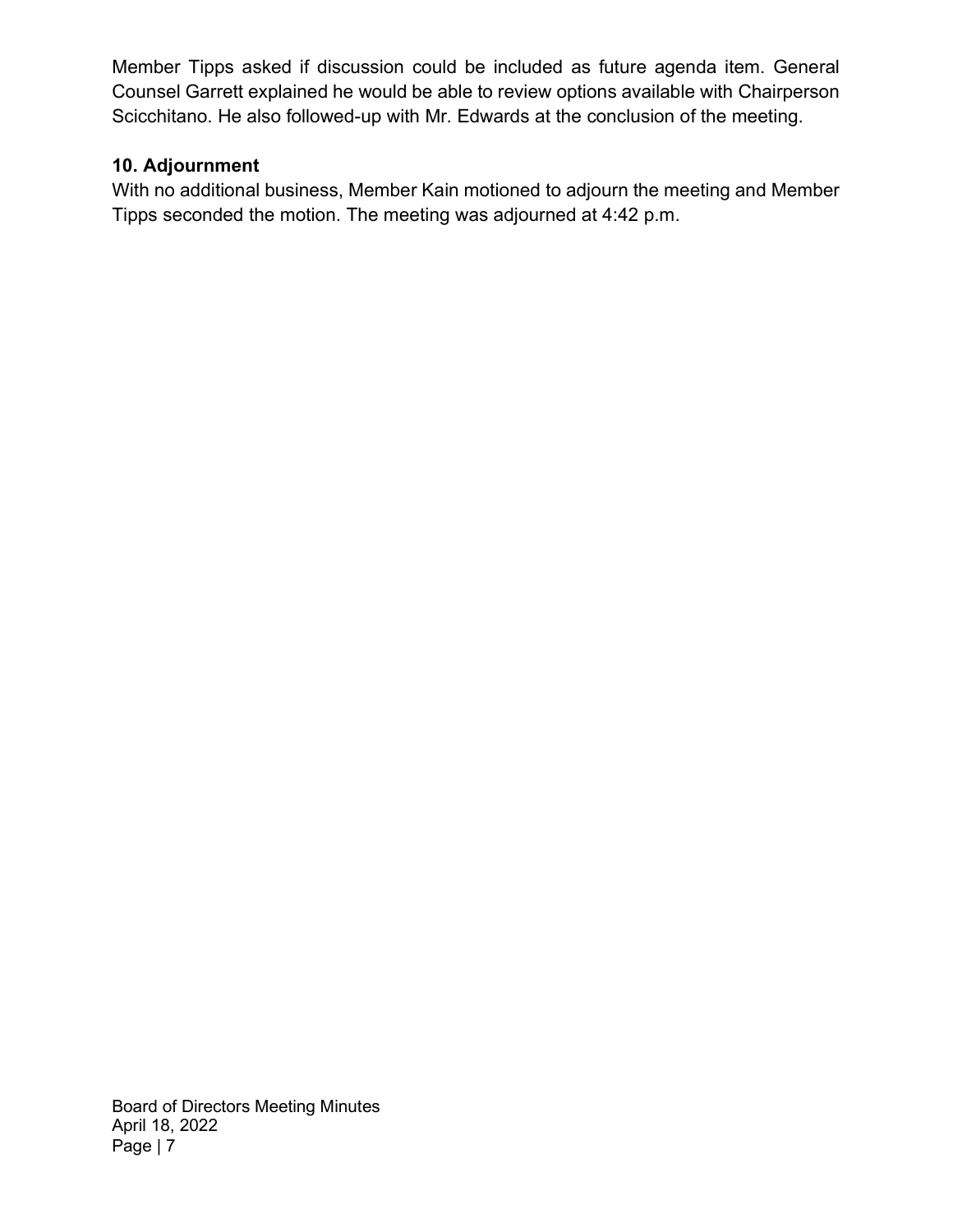Member Tipps asked if discussion could be included as future agenda item. General Counsel Garrett explained he would be able to review options available with Chairperson Scicchitano. He also followed-up with Mr. Edwards at the conclusion of the meeting.

**10. Adjournment**

With no additional business, Member Kain motioned to adjourn the meeting and Member Tipps seconded the motion. The meeting was adjourned at 4:42 p.m.